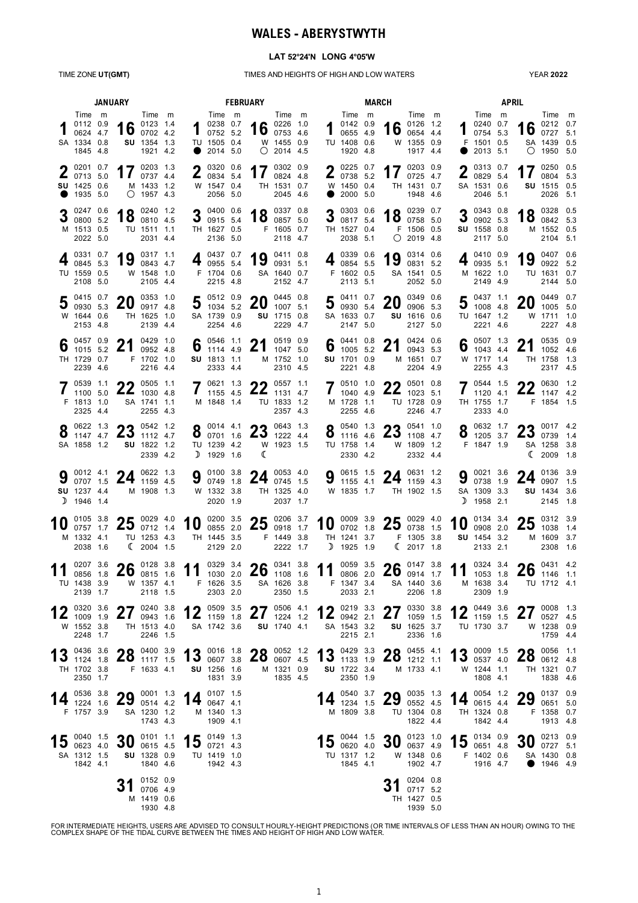# WALES - ABERYSTWYTH

**LAT 52°24'N LONG 4°05'W**

TIME ZONE **UT(GMT)** — TIMES AND HEIGHTS OF HIGH AND LOW WATERS — YEAR **2022**

## JANUARY

| Day | | Time | m |
|---|---|---|---|
| 1 | SA | 0112<br>0624<br>1334<br>1845 | 0.9<br>4.7<br>0.8<br>4.8 |
| 2 | SU ● | 0201<br>0713<br>1425<br>1935 | 0.7<br>5.0<br>0.6<br>5.0 |
| 3 | M | 0247<br>0800<br>1513<br>2022 | 0.6<br>5.2<br>0.5<br>5.0 |
| 4 | TU | 0331<br>0845<br>1559<br>2108 | 0.7<br>5.3<br>0.5<br>5.0 |
| 5 | W | 0415<br>0930<br>1644<br>2153 | 0.7<br>5.3<br>0.6<br>4.8 |
| 6 | TH | 0457<br>1015<br>1729<br>2239 | 0.9<br>5.2<br>0.7<br>4.6 |
| 7 | F | 0539<br>1100<br>1813<br>2325 | 1.1<br>5.0<br>1.0<br>4.4 |
| 8 | SA | 0622<br>1147<br>1858 | 1.3<br>4.7<br>1.2 |
| 9 | SU ☽ | 0012<br>0707<br>1237<br>1946 | 4.1<br>1.5<br>4.4<br>1.4 |
| 10 | M | 0105<br>0757<br>1332<br>2038 | 3.8<br>1.7<br>4.1<br>1.6 |
| 11 | TU | 0207<br>0856<br>1438<br>2139 | 3.6<br>1.8<br>3.9<br>1.7 |
| 12 | W | 0320<br>1009<br>1552<br>2248 | 3.6<br>1.9<br>3.8<br>1.7 |
| 13 | TH | 0436<br>1124<br>1702<br>2350 | 3.6<br>1.8<br>3.8<br>1.7 |
| 14 | F | 0536<br>1224<br>1757 | 3.8<br>1.6<br>3.9 |
| 15 | SA | 0040<br>0623<br>1312<br>1842 | 1.5<br>4.0<br>1.5<br>4.1 |
| 16 | SU | 0123<br>0702<br>1354<br>1921 | 1.4<br>4.2<br>1.3<br>4.2 |
| 17 | M ○ | 0203<br>0737<br>1433<br>1957 | 1.3<br>4.4<br>1.2<br>4.3 |
| 18 | TU | 0240<br>0810<br>1511<br>2031 | 1.2<br>4.5<br>1.1<br>4.4 |
| 19 | W | 0317<br>0843<br>1548<br>2105 | 1.1<br>4.7<br>1.0<br>4.4 |
| 20 | TH | 0353<br>0917<br>1625<br>2139 | 1.0<br>4.8<br>1.0<br>4.4 |
| 21 | F | 0429<br>0952<br>1702<br>2216 | 1.0<br>4.8<br>1.0<br>4.4 |
| 22 | SA | 0505<br>1030<br>1741<br>2255 | 1.1<br>4.8<br>1.1<br>4.3 |
| 23 | SU | 0542<br>1112<br>1822<br>2339 | 1.2<br>4.7<br>1.2<br>4.2 |
| 24 | M | 0622<br>1159<br>1908 | 1.3<br>4.5<br>1.3 |
| 25 | TU ☾ | 0029<br>0712<br>1253<br>2004 | 4.0<br>1.4<br>4.3<br>1.5 |
| 26 | W | 0128<br>0815<br>1357<br>2118 | 3.8<br>1.6<br>4.1<br>1.5 |
| 27 | TH | 0240<br>0943<br>1513<br>2246 | 3.8<br>1.6<br>4.0<br>1.5 |
| 28 | F | 0400<br>1117<br>1633 | 3.9<br>1.5<br>4.1 |
| 29 | SA | 0001<br>0514<br>1230<br>1743 | 1.3<br>4.2<br>1.2<br>4.3 |
| 30 | SU | 0101<br>0615<br>1328<br>1840 | 1.1<br>4.5<br>0.9<br>4.6 |
| 31 | M | 0152<br>0706<br>1419<br>1930 | 0.9<br>4.9<br>0.6<br>4.8 |

## FEBRUARY

| Day | | Time | m |
|---|---|---|---|
| 1 | TU ● | 0238<br>0752<br>1505<br>2014 | 0.7<br>5.2<br>0.4<br>5.0 |
| 2 | W | 0320<br>0834<br>1547<br>2056 | 0.6<br>5.4<br>0.4<br>5.0 |
| 3 | TH | 0400<br>0915<br>1627<br>2136 | 0.6<br>5.4<br>0.5<br>5.0 |
| 4 | F | 0437<br>0955<br>1704<br>2215 | 0.7<br>5.4<br>0.6<br>4.8 |
| 5 | SA | 0512<br>1034<br>1739<br>2254 | 0.9<br>5.2<br>0.9<br>4.6 |
| 6 | SU | 0546<br>1114<br>1813<br>2333 | 1.1<br>4.9<br>1.1<br>4.4 |
| 7 | M | 0621<br>1155<br>1848 | 1.3<br>4.5<br>1.4 |
| 8 | TU ☽ | 0014<br>0701<br>1239<br>1929 | 4.1<br>1.6<br>4.2<br>1.6 |
| 9 | W | 0100<br>0749<br>1332<br>2020 | 3.8<br>1.8<br>3.8<br>1.9 |
| 10 | TH | 0200<br>0855<br>1445<br>2129 | 3.5<br>2.0<br>3.5<br>2.0 |
| 11 | F | 0329<br>1030<br>1626<br>2303 | 3.4<br>2.0<br>3.5<br>2.0 |
| 12 | SA | 0509<br>1159<br>1742 | 3.5<br>1.8<br>3.6 |
| 13 | SU | 0016<br>0607<br>1256<br>1831 | 1.8<br>3.8<br>1.6<br>3.9 |
| 14 | M | 0107<br>0647<br>1340<br>1909 | 1.5<br>4.1<br>1.3<br>4.1 |
| 15 | TU | 0149<br>0721<br>1419<br>1942 | 1.3<br>4.3<br>1.0<br>4.3 |
| 16 | W ○ | 0226<br>0753<br>1455<br>2014 | 1.0<br>4.6<br>0.9<br>4.5 |
| 17 | TH | 0302<br>0824<br>1531<br>2045 | 0.9<br>4.8<br>0.7<br>4.6 |
| 18 | F | 0337<br>0857<br>1605<br>2118 | 0.8<br>5.0<br>0.7<br>4.7 |
| 19 | SA | 0411<br>0931<br>1640<br>2152 | 0.8<br>5.1<br>0.7<br>4.7 |
| 20 | SU | 0445<br>1007<br>1715<br>2229 | 0.8<br>5.1<br>0.8<br>4.7 |
| 21 | M | 0519<br>1047<br>1752<br>2310 | 0.9<br>5.0<br>1.0<br>4.5 |
| 22 | TU | 0557<br>1131<br>1833<br>2357 | 1.1<br>4.7<br>1.2<br>4.3 |
| 23 | W ☾ | 0643<br>1222<br>1923 | 1.3<br>4.4<br>1.5 |
| 24 | TH | 0053<br>0745<br>1325<br>2037 | 4.0<br>1.5<br>4.0<br>1.7 |
| 25 | F | 0206<br>0918<br>1449<br>2222 | 3.7<br>1.7<br>3.8<br>1.7 |
| 26 | SA | 0341<br>1108<br>1626<br>2350 | 3.8<br>1.6<br>3.8<br>1.5 |
| 27 | SU | 0506<br>1224<br>1740 | 4.1<br>1.2<br>4.1 |
| 28 | M | 0052<br>0607<br>1321<br>1835 | 1.2<br>4.5<br>0.9<br>4.5 |

## MARCH

| Day | | Time | m |
|---|---|---|---|
| 1 | TU | 0142<br>0655<br>1408<br>1920 | 0.9<br>4.9<br>0.6<br>4.8 |
| 2 | W ● | 0225<br>0738<br>1450<br>2000 | 0.7<br>5.2<br>0.4<br>5.0 |
| 3 | TH | 0303<br>0817<br>1527<br>2038 | 0.6<br>5.4<br>0.4<br>5.1 |
| 4 | F | 0339<br>0854<br>1602<br>2113 | 0.6<br>5.5<br>0.5<br>5.1 |
| 5 | SA | 0411<br>0930<br>1633<br>2147 | 0.7<br>5.4<br>0.7<br>5.0 |
| 6 | SU | 0441<br>1005<br>1701<br>2221 | 0.8<br>5.2<br>0.9<br>4.8 |
| 7 | M | 0510<br>1040<br>1728<br>2255 | 1.0<br>4.9<br>1.1<br>4.6 |
| 8 | TU | 0540<br>1116<br>1758<br>2330 | 1.3<br>4.6<br>1.4<br>4.2 |
| 9 | W | 0615<br>1155<br>1835 | 1.5<br>4.1<br>1.7 |
| 10 | TH ☽ | 0009<br>0702<br>1241<br>1925 | 3.9<br>1.8<br>3.7<br>1.9 |
| 11 | F | 0059<br>0806<br>1347<br>2033 | 3.5<br>2.0<br>3.4<br>2.1 |
| 12 | SA | 0219<br>0942<br>1543<br>2215 | 3.3<br>2.1<br>3.2<br>2.1 |
| 13 | SU | 0429<br>1133<br>1722<br>2350 | 3.3<br>1.9<br>3.4<br>1.9 |
| 14 | M | 0540<br>1234<br>1809 | 3.7<br>1.5<br>3.8 |
| 15 | TU | 0044<br>0620<br>1317<br>1845 | 1.5<br>4.0<br>1.2<br>4.1 |
| 16 | W | 0126<br>0654<br>1355<br>1917 | 1.2<br>4.4<br>0.9<br>4.4 |
| 17 | TH | 0203<br>0725<br>1431<br>1948 | 0.9<br>4.7<br>0.7<br>4.6 |
| 18 | F ○ | 0239<br>0758<br>1506<br>2019 | 0.7<br>5.0<br>0.5<br>4.8 |
| 19 | SA | 0314<br>0831<br>1541<br>2052 | 0.6<br>5.2<br>0.5<br>5.0 |
| 20 | SU | 0349<br>0906<br>1616<br>2127 | 0.6<br>5.3<br>0.6<br>5.0 |
| 21 | M | 0424<br>0943<br>1651<br>2204 | 0.6<br>5.3<br>0.7<br>4.9 |
| 22 | TU | 0501<br>1023<br>1728<br>2246 | 0.8<br>5.1<br>0.9<br>4.7 |
| 23 | W | 0541<br>1108<br>1809<br>2332 | 1.0<br>4.7<br>1.2<br>4.4 |
| 24 | TH | 0631<br>1159<br>1902 | 1.2<br>4.3<br>1.5 |
| 25 | F ☾ | 0029<br>0738<br>1305<br>2017 | 4.0<br>1.5<br>3.8<br>1.8 |
| 26 | SA | 0147<br>0914<br>1440<br>2206 | 3.8<br>1.7<br>3.6<br>1.8 |
| 27 | SU | 0330<br>1059<br>1625<br>2336 | 3.8<br>1.5<br>3.7<br>1.6 |
| 28 | M | 0455<br>1212<br>1733 | 4.1<br>1.1<br>4.1 |
| 29 | TU | 0035<br>0552<br>1304<br>1822 | 1.3<br>4.5<br>0.8<br>4.4 |
| 30 | W | 0123<br>0637<br>1348<br>1902 | 1.0<br>4.9<br>0.6<br>4.7 |
| 31 | TH | 0204<br>0717<br>1427<br>1939 | 0.8<br>5.2<br>0.5<br>5.0 |

## APRIL

| Day | | Time | m |
|---|---|---|---|
| 1 | F ● | 0240<br>0754<br>1501<br>2013 | 0.7<br>5.3<br>0.5<br>5.1 |
| 2 | SA | 0313<br>0829<br>1531<br>2046 | 0.7<br>5.4<br>0.6<br>5.1 |
| 3 | SU | 0343<br>0902<br>1558<br>2117 | 0.8<br>5.3<br>0.8<br>5.0 |
| 4 | M | 0410<br>0935<br>1622<br>2149 | 0.9<br>5.1<br>1.0<br>4.9 |
| 5 | TU | 0437<br>1008<br>1647<br>2221 | 1.1<br>4.8<br>1.2<br>4.6 |
| 6 | W | 0507<br>1043<br>1717<br>2255 | 1.3<br>4.4<br>1.4<br>4.3 |
| 7 | TH | 0544<br>1120<br>1755<br>2333 | 1.5<br>4.1<br>1.7<br>4.0 |
| 8 | F | 0632<br>1205<br>1847 | 1.7<br>3.7<br>1.9 |
| 9 | SA ☽ | 0021<br>0738<br>1309<br>1958 | 3.6<br>1.9<br>3.3<br>2.1 |
| 10 | SU | 0134<br>0908<br>1454<br>2133 | 3.4<br>2.0<br>3.2<br>2.1 |
| 11 | M | 0324<br>1053<br>1638<br>2309 | 3.4<br>1.8<br>3.4<br>1.9 |
| 12 | TU | 0449<br>1159<br>1730 | 3.6<br>1.5<br>3.7 |
| 13 | W | 0009<br>0537<br>1244<br>1808 | 1.5<br>4.0<br>1.1<br>4.1 |
| 14 | TH | 0054<br>0615<br>1324<br>1842 | 1.2<br>4.4<br>0.8<br>4.4 |
| 15 | F | 0134<br>0651<br>1402<br>1916 | 0.9<br>4.8<br>0.6<br>4.7 |
| 16 | SA ○ | 0212<br>0727<br>1439<br>1950 | 0.7<br>5.1<br>0.5<br>5.0 |
| 17 | SU | 0250<br>0804<br>1515<br>2026 | 0.5<br>5.3<br>0.5<br>5.1 |
| 18 | M | 0328<br>0842<br>1552<br>2104 | 0.5<br>5.3<br>0.5<br>5.1 |
| 19 | TU | 0407<br>0922<br>1631<br>2144 | 0.6<br>5.2<br>0.7<br>5.0 |
| 20 | W | 0449<br>1005<br>1711<br>2227 | 0.7<br>5.0<br>1.0<br>4.8 |
| 21 | TH | 0535<br>1052<br>1758<br>2317 | 0.9<br>4.6<br>1.3<br>4.5 |
| 22 | F | 0630<br>1147<br>1854 | 1.2<br>4.2<br>1.5 |
| 23 | SA ☾ | 0017<br>0739<br>1258<br>2009 | 4.2<br>1.4<br>3.8<br>1.8 |
| 24 | SU | 0136<br>0907<br>1434<br>2145 | 3.9<br>1.5<br>3.6<br>1.8 |
| 25 | M | 0312<br>1038<br>1609<br>2308 | 3.9<br>1.4<br>3.7<br>1.6 |
| 26 | TU | 0431<br>1146<br>1712 | 4.2<br>1.1<br>4.1 |
| 27 | W | 0008<br>0527<br>1238<br>1759 | 1.3<br>4.5<br>0.9<br>4.4 |
| 28 | TH | 0056<br>0612<br>1321<br>1838 | 1.1<br>4.8<br>0.7<br>4.6 |
| 29 | F | 0137<br>0651<br>1358<br>1913 | 0.9<br>5.0<br>0.7<br>4.8 |
| 30 | SA ● | 0213<br>0727<br>1430<br>1946 | 0.9<br>5.1<br>0.8<br>4.9 |

FOR INTERMEDIATE HEIGHTS, USERS ARE ADVISED TO CONSULT HOURLY-HEIGHT PREDICTIONS (OR TIME INTERVALS OF LESS THAN AN HOUR) OWING TO THE COMPLEX SHAPE OF THE TIDAL CURVE BETWEEN THE TIMES AND HEIGHT OF HIGH AND LOW WATER.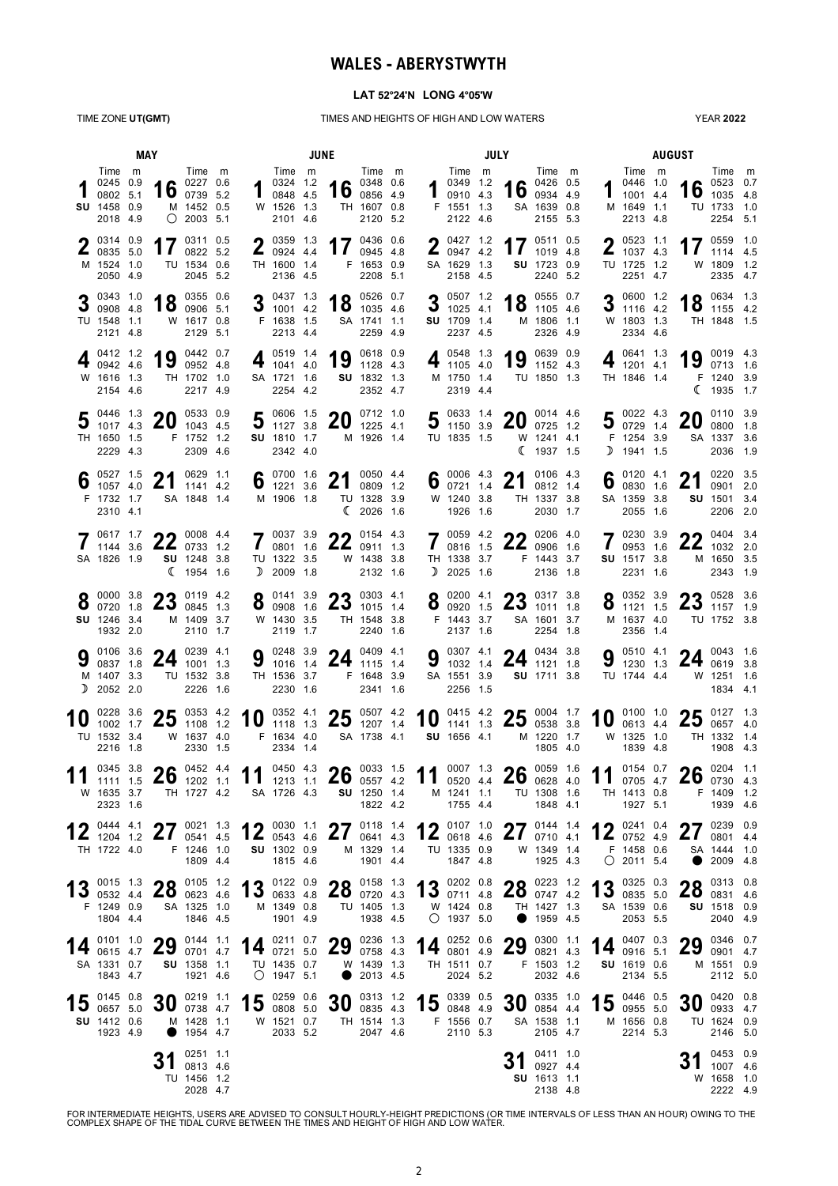# WALES - ABERYSTWYTH

**LAT 52°24'N LONG 4°05'W**

TIME ZONE **UT(GMT)** — TIMES AND HEIGHTS OF HIGH AND LOW WATERS — YEAR **2022**

## MAY

| Day | Time | m | Day | Time | m |
|---|---|---|---|---|---|
| 1 SU | 0245 | 0.9 | 16 M ○ | 0227 | 0.6 |
| | 0802 | 5.1 | | 0739 | 5.2 |
| | 1458 | 0.9 | | 1452 | 0.5 |
| | 2018 | 4.9 | | 2003 | 5.1 |
| 2 M | 0314 | 0.9 | 17 TU | 0311 | 0.5 |
| | 0835 | 5.0 | | 0822 | 5.2 |
| | 1524 | 1.0 | | 1534 | 0.6 |
| | 2050 | 4.9 | | 2045 | 5.2 |
| 3 TU | 0343 | 1.0 | 18 W | 0355 | 0.6 |
| | 0908 | 4.8 | | 0906 | 5.1 |
| | 1548 | 1.1 | | 1617 | 0.8 |
| | 2121 | 4.8 | | 2129 | 5.1 |
| 4 W | 0412 | 1.2 | 19 TH | 0442 | 0.7 |
| | 0942 | 4.6 | | 0952 | 4.8 |
| | 1616 | 1.3 | | 1702 | 1.0 |
| | 2154 | 4.6 | | 2217 | 4.9 |
| 5 TH | 0446 | 1.3 | 20 F | 0533 | 0.9 |
| | 1017 | 4.3 | | 1043 | 4.5 |
| | 1650 | 1.5 | | 1752 | 1.2 |
| | 2229 | 4.3 | | 2309 | 4.6 |
| 6 F | 0527 | 1.5 | 21 SA | 0629 | 1.1 |
| | 1057 | 4.0 | | 1141 | 4.2 |
| | 1732 | 1.7 | | 1848 | 1.4 |
| | 2310 | 4.1 | | | |
| 7 SA | 0617 | 1.7 | 22 SU ☾ | 0008 | 4.4 |
| | 1144 | 3.6 | | 0733 | 1.2 |
| | 1826 | 1.9 | | 1248 | 3.8 |
| | | | | 1954 | 1.6 |
| 8 SU | 0000 | 3.8 | 23 M | 0119 | 4.2 |
| | 0720 | 1.8 | | 0845 | 1.3 |
| | 1246 | 3.4 | | 1409 | 3.7 |
| | 1932 | 2.0 | | 2110 | 1.7 |
| 9 M ☽ | 0106 | 3.6 | 24 TU | 0239 | 4.1 |
| | 0837 | 1.8 | | 1001 | 1.3 |
| | 1407 | 3.3 | | 1532 | 3.8 |
| | 2052 | 2.0 | | 2226 | 1.6 |
| 10 TU | 0228 | 3.6 | 25 W | 0353 | 4.2 |
| | 1002 | 1.7 | | 1108 | 1.2 |
| | 1532 | 3.4 | | 1637 | 4.0 |
| | 2216 | 1.8 | | 2330 | 1.5 |
| 11 W | 0345 | 3.8 | 26 TH | 0452 | 4.4 |
| | 1111 | 1.5 | | 1202 | 1.1 |
| | 1635 | 3.7 | | 1727 | 4.2 |
| | 2323 | 1.6 | | | |
| 12 TH | 0444 | 4.1 | 27 F | 0021 | 1.3 |
| | 1204 | 1.2 | | 0541 | 4.5 |
| | 1722 | 4.0 | | 1246 | 1.0 |
| | | | | 1809 | 4.4 |
| 13 F | 0015 | 1.3 | 28 SA | 0105 | 1.2 |
| | 0532 | 4.4 | | 0623 | 4.6 |
| | 1249 | 0.9 | | 1325 | 1.0 |
| | 1804 | 4.4 | | 1846 | 4.5 |
| 14 SA | 0101 | 1.0 | 29 SU | 0144 | 1.1 |
| | 0615 | 4.7 | | 0701 | 4.7 |
| | 1331 | 0.7 | | 1358 | 1.1 |
| | 1843 | 4.7 | | 1921 | 4.6 |
| 15 SU | 0145 | 0.8 | 30 M ● | 0219 | 1.1 |
| | 0657 | 5.0 | | 0738 | 4.7 |
| | 1412 | 0.6 | | 1428 | 1.1 |
| | 1923 | 4.9 | | 1954 | 4.7 |
| | | | 31 TU | 0251 | 1.1 |
| | | | | 0813 | 4.6 |
| | | | | 1456 | 1.2 |
| | | | | 2028 | 4.7 |

## JUNE

| Day | Time | m | Day | Time | m |
|---|---|---|---|---|---|
| 1 W | 0324 | 1.2 | 16 TH | 0348 | 0.6 |
| | 0848 | 4.5 | | 0856 | 4.9 |
| | 1526 | 1.3 | | 1607 | 0.8 |
| | 2101 | 4.6 | | 2120 | 5.2 |
| 2 TH | 0359 | 1.3 | 17 F | 0436 | 0.6 |
| | 0924 | 4.4 | | 0945 | 4.8 |
| | 1600 | 1.4 | | 1653 | 0.9 |
| | 2136 | 4.5 | | 2208 | 5.1 |
| 3 F | 0437 | 1.3 | 18 SA | 0526 | 0.7 |
| | 1001 | 4.2 | | 1035 | 4.6 |
| | 1638 | 1.5 | | 1741 | 1.1 |
| | 2213 | 4.4 | | 2259 | 4.9 |
| 4 SA | 0519 | 1.4 | 19 SU | 0618 | 0.9 |
| | 1041 | 4.0 | | 1128 | 4.3 |
| | 1721 | 1.6 | | 1832 | 1.3 |
| | 2254 | 4.2 | | 2352 | 4.7 |
| 5 SU | 0606 | 1.5 | 20 M | 0712 | 1.0 |
| | 1127 | 3.8 | | 1225 | 4.1 |
| | 1810 | 1.7 | | 1926 | 1.4 |
| | 2342 | 4.0 | | | |
| 6 M | 0700 | 1.6 | 21 TU ☾ | 0050 | 4.4 |
| | 1221 | 3.6 | | 0809 | 1.2 |
| | 1906 | 1.8 | | 1328 | 3.9 |
| | | | | 2026 | 1.6 |
| 7 TU ☽ | 0037 | 3.9 | 22 W | 0154 | 4.3 |
| | 0801 | 1.6 | | 0911 | 1.3 |
| | 1322 | 3.5 | | 1438 | 3.8 |
| | 2009 | 1.8 | | 2132 | 1.6 |
| 8 W | 0141 | 3.9 | 23 TH | 0303 | 4.1 |
| | 0908 | 1.6 | | 1015 | 1.4 |
| | 1430 | 3.5 | | 1548 | 3.8 |
| | 2119 | 1.7 | | 2240 | 1.6 |
| 9 TH | 0248 | 3.9 | 24 F | 0409 | 4.1 |
| | 1016 | 1.4 | | 1115 | 1.4 |
| | 1536 | 3.7 | | 1648 | 3.9 |
| | 2230 | 1.6 | | 2341 | 1.6 |
| 10 F | 0352 | 4.1 | 25 SA | 0507 | 4.2 |
| | 1118 | 1.3 | | 1207 | 1.4 |
| | 1634 | 4.0 | | 1738 | 4.1 |
| | 2334 | 1.4 | | | |
| 11 SA | 0450 | 4.3 | 26 SU | 0033 | 1.5 |
| | 1213 | 1.1 | | 0557 | 4.2 |
| | 1726 | 4.3 | | 1250 | 1.4 |
| | | | | 1822 | 4.2 |
| 12 SU | 0030 | 1.1 | 27 M | 0118 | 1.4 |
| | 0543 | 4.6 | | 0641 | 4.3 |
| | 1302 | 0.9 | | 1329 | 1.4 |
| | 1815 | 4.6 | | 1901 | 4.4 |
| 13 M | 0122 | 0.9 | 28 TU | 0158 | 1.3 |
| | 0633 | 4.8 | | 0720 | 4.3 |
| | 1349 | 0.8 | | 1405 | 1.3 |
| | 1901 | 4.9 | | 1938 | 4.5 |
| 14 TU ○ | 0211 | 0.7 | 29 W ● | 0236 | 1.3 |
| | 0721 | 5.0 | | 0758 | 4.3 |
| | 1435 | 0.7 | | 1439 | 1.3 |
| | 1947 | 5.1 | | 2013 | 4.5 |
| 15 W | 0259 | 0.6 | 30 TH | 0313 | 1.2 |
| | 0808 | 5.0 | | 0835 | 4.3 |
| | 1521 | 0.7 | | 1514 | 1.3 |
| | 2033 | 5.2 | | 2047 | 4.6 |

## JULY

| Day | Time | m | Day | Time | m |
|---|---|---|---|---|---|
| 1 F | 0349 | 1.2 | 16 SA | 0426 | 0.5 |
| | 0910 | 4.3 | | 0934 | 4.9 |
| | 1551 | 1.3 | | 1639 | 0.8 |
| | 2122 | 4.6 | | 2155 | 5.3 |
| 2 SA | 0427 | 1.2 | 17 SU | 0511 | 0.5 |
| | 0947 | 4.2 | | 1019 | 4.8 |
| | 1629 | 1.3 | | 1723 | 0.9 |
| | 2158 | 4.5 | | 2240 | 5.2 |
| 3 SU | 0507 | 1.2 | 18 M | 0555 | 0.7 |
| | 1025 | 4.1 | | 1105 | 4.6 |
| | 1709 | 1.4 | | 1806 | 1.1 |
| | 2237 | 4.5 | | 2326 | 4.9 |
| 4 M | 0548 | 1.3 | 19 TU | 0639 | 0.9 |
| | 1105 | 4.0 | | 1152 | 4.3 |
| | 1750 | 1.4 | | 1850 | 1.3 |
| | 2319 | 4.4 | | | |
| 5 TU | 0633 | 1.4 | 20 W ☾ | 0014 | 4.6 |
| | 1150 | 3.9 | | 0725 | 1.2 |
| | 1835 | 1.5 | | 1241 | 4.1 |
| | | | | 1937 | 1.5 |
| 6 W | 0006 | 4.3 | 21 TH | 0106 | 4.3 |
| | 0721 | 1.4 | | 0812 | 1.4 |
| | 1240 | 3.8 | | 1337 | 3.8 |
| | 1926 | 1.6 | | 2030 | 1.7 |
| 7 TH ☽ | 0059 | 4.2 | 22 F | 0206 | 4.0 |
| | 0816 | 1.5 | | 0906 | 1.6 |
| | 1338 | 3.7 | | 1443 | 3.7 |
| | 2025 | 1.6 | | 2136 | 1.8 |
| 8 F | 0200 | 4.1 | 23 SA | 0317 | 3.8 |
| | 0920 | 1.5 | | 1011 | 1.8 |
| | 1443 | 3.7 | | 1601 | 3.7 |
| | 2137 | 1.6 | | 2254 | 1.8 |
| 9 SA | 0307 | 4.1 | 24 SU | 0434 | 3.8 |
| | 1032 | 1.4 | | 1121 | 1.8 |
| | 1551 | 3.9 | | 1711 | 3.8 |
| | 2256 | 1.5 | | | |
| 10 SU | 0415 | 4.2 | 25 M | 0004 | 1.7 |
| | 1141 | 1.3 | | 0538 | 3.8 |
| | 1656 | 4.1 | | 1220 | 1.7 |
| | | | | 1805 | 4.0 |
| 11 M | 0007 | 1.3 | 26 TU | 0059 | 1.6 |
| | 0520 | 4.4 | | 0628 | 4.0 |
| | 1241 | 1.1 | | 1308 | 1.6 |
| | 1755 | 4.4 | | 1848 | 4.1 |
| 12 TU | 0107 | 1.0 | 27 W | 0144 | 1.4 |
| | 0618 | 4.6 | | 0710 | 4.1 |
| | 1335 | 0.9 | | 1349 | 1.4 |
| | 1847 | 4.8 | | 1925 | 4.3 |
| 13 W ○ | 0202 | 0.8 | 28 TH ● | 0223 | 1.2 |
| | 0711 | 4.8 | | 0747 | 4.2 |
| | 1424 | 0.8 | | 1427 | 1.3 |
| | 1937 | 5.0 | | 1959 | 4.5 |
| 14 TH | 0252 | 0.6 | 29 F | 0300 | 1.1 |
| | 0801 | 4.9 | | 0821 | 4.3 |
| | 1511 | 0.7 | | 1503 | 1.2 |
| | 2024 | 5.2 | | 2032 | 4.6 |
| 15 F | 0339 | 0.5 | 30 SA | 0335 | 1.0 |
| | 0848 | 4.9 | | 0854 | 4.4 |
| | 1556 | 0.7 | | 1538 | 1.1 |
| | 2110 | 5.3 | | 2105 | 4.7 |
| | | | 31 SU | 0411 | 1.0 |
| | | | | 0927 | 4.4 |
| | | | | 1613 | 1.1 |
| | | | | 2138 | 4.8 |

## AUGUST

| Day | Time | m | Day | Time | m |
|---|---|---|---|---|---|
| 1 M | 0446 | 1.0 | 16 TU | 0523 | 0.7 |
| | 1001 | 4.4 | | 1035 | 4.8 |
| | 1649 | 1.1 | | 1733 | 1.0 |
| | 2213 | 4.8 | | 2254 | 5.1 |
| 2 TU | 0523 | 1.1 | 17 W | 0559 | 1.0 |
| | 1037 | 4.3 | | 1114 | 4.5 |
| | 1725 | 1.2 | | 1809 | 1.2 |
| | 2251 | 4.7 | | 2335 | 4.7 |
| 3 W | 0600 | 1.2 | 18 TH | 0634 | 1.3 |
| | 1116 | 4.2 | | 1155 | 4.2 |
| | 1803 | 1.3 | | 1848 | 1.5 |
| | 2334 | 4.6 | | | |
| 4 TH | 0641 | 1.3 | 19 F ☾ | 0019 | 4.3 |
| | 1201 | 4.1 | | 0713 | 1.6 |
| | 1846 | 1.4 | | 1240 | 3.9 |
| | | | | 1935 | 1.7 |
| 5 F ☽ | 0022 | 4.3 | 20 SA | 0110 | 3.9 |
| | 0729 | 1.4 | | 0800 | 1.8 |
| | 1254 | 3.9 | | 1337 | 3.6 |
| | 1941 | 1.5 | | 2036 | 1.9 |
| 6 SA | 0120 | 4.1 | 21 SU | 0220 | 3.5 |
| | 0830 | 1.6 | | 0901 | 2.0 |
| | 1359 | 3.8 | | 1501 | 3.4 |
| | 2055 | 1.6 | | 2206 | 2.0 |
| 7 SU | 0230 | 3.9 | 22 M | 0404 | 3.4 |
| | 0953 | 1.6 | | 1032 | 2.0 |
| | 1517 | 3.8 | | 1650 | 3.5 |
| | 2231 | 1.6 | | 2343 | 1.9 |
| 8 M | 0352 | 3.9 | 23 TU | 0528 | 3.6 |
| | 1121 | 1.5 | | 1157 | 1.9 |
| | 1637 | 4.0 | | 1752 | 3.8 |
| | 2356 | 1.4 | | | |
| 9 TU | 0510 | 4.1 | 24 W | 0043 | 1.6 |
| | 1230 | 1.3 | | 0619 | 3.8 |
| | 1744 | 4.4 | | 1251 | 1.6 |
| | | | | 1834 | 4.1 |
| 10 W | 0100 | 1.0 | 25 TH | 0127 | 1.3 |
| | 0613 | 4.4 | | 0657 | 4.0 |
| | 1325 | 1.0 | | 1332 | 1.4 |
| | 1839 | 4.8 | | 1908 | 4.3 |
| 11 TH | 0154 | 0.7 | 26 F | 0204 | 1.1 |
| | 0705 | 4.7 | | 0730 | 4.3 |
| | 1413 | 0.8 | | 1409 | 1.2 |
| | 1927 | 5.1 | | 1939 | 4.6 |
| 12 F ○ | 0241 | 0.4 | 27 SA ● | 0239 | 0.9 |
| | 0752 | 4.9 | | 0801 | 4.4 |
| | 1458 | 0.6 | | 1444 | 1.0 |
| | 2011 | 5.4 | | 2009 | 4.8 |
| 13 SA | 0325 | 0.3 | 28 SU | 0313 | 0.8 |
| | 0835 | 5.0 | | 0831 | 4.6 |
| | 1539 | 0.6 | | 1518 | 0.9 |
| | 2053 | 5.5 | | 2040 | 4.9 |
| 14 SU | 0407 | 0.3 | 29 M | 0346 | 0.7 |
| | 0916 | 5.1 | | 0901 | 4.7 |
| | 1619 | 0.6 | | 1551 | 0.9 |
| | 2134 | 5.5 | | 2112 | 5.0 |
| 15 M | 0446 | 0.5 | 30 TU | 0420 | 0.8 |
| | 0955 | 5.0 | | 0933 | 4.7 |
| | 1656 | 0.8 | | 1624 | 0.9 |
| | 2214 | 5.3 | | 2146 | 5.0 |
| | | | 31 W | 0453 | 0.9 |
| | | | | 1007 | 4.6 |
| | | | | 1658 | 1.0 |
| | | | | 2222 | 4.9 |

FOR INTERMEDIATE HEIGHTS, USERS ARE ADVISED TO CONSULT HOURLY-HEIGHT PREDICTIONS (OR TIME INTERVALS OF LESS THAN AN HOUR) OWING TO THE COMPLEX SHAPE OF THE TIDAL CURVE BETWEEN THE TIMES AND HEIGHT OF HIGH AND LOW WATER.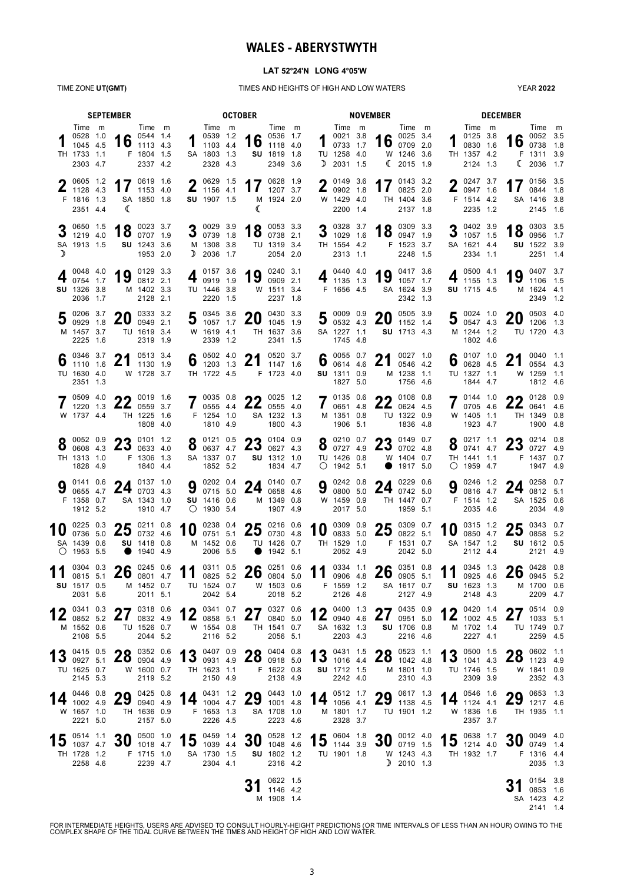# WALES - ABERYSTWYTH

**LAT 52°24'N LONG 4°05'W**

TIME ZONE **UT(GMT)** — TIMES AND HEIGHTS OF HIGH AND LOW WATERS — YEAR **2022**

## SEPTEMBER

| Day | Time | m | Day | Time | m |
|---|---|---|---|---|---|
| 1 TH | 0528 | 1.0 | 16 F | 0544 | 1.4 |
| | 1045 | 4.5 | | 1113 | 4.3 |
| | 1733 | 1.1 | | 1804 | 1.5 |
| | 2303 | 4.7 | | 2337 | 4.2 |
| 2 F | 0605 | 1.2 | 17 SA ☾ | 0619 | 1.6 |
| | 1128 | 4.3 | | 1153 | 4.0 |
| | 1816 | 1.3 | | 1850 | 1.8 |
| | 2351 | 4.4 | | | |
| 3 SA ☽ | 0650 | 1.5 | 18 SU | 0023 | 3.7 |
| | 1219 | 4.0 | | 0707 | 1.9 |
| | 1913 | 1.5 | | 1243 | 3.6 |
| | | | | 1953 | 2.0 |
| 4 SU | 0048 | 4.0 | 19 M | 0129 | 3.3 |
| | 0754 | 1.7 | | 0812 | 2.1 |
| | 1326 | 3.8 | | 1402 | 3.3 |
| | 2036 | 1.7 | | 2128 | 2.1 |
| 5 M | 0206 | 3.7 | 20 TU | 0333 | 3.2 |
| | 0929 | 1.8 | | 0949 | 2.1 |
| | 1457 | 3.7 | | 1619 | 3.4 |
| | 2225 | 1.6 | | 2319 | 1.9 |
| 6 TU | 0346 | 3.7 | 21 W | 0513 | 3.4 |
| | 1110 | 1.6 | | 1130 | 1.9 |
| | 1630 | 4.0 | | 1728 | 3.7 |
| | 2351 | 1.3 | | | |
| 7 W | 0509 | 4.0 | 22 TH | 0019 | 1.6 |
| | 1220 | 1.3 | | 0559 | 3.7 |
| | 1737 | 4.4 | | 1225 | 1.6 |
| | | | | 1808 | 4.0 |
| 8 TH | 0052 | 0.9 | 23 F | 0101 | 1.2 |
| | 0608 | 4.3 | | 0633 | 4.0 |
| | 1313 | 1.0 | | 1306 | 1.3 |
| | 1828 | 4.9 | | 1840 | 4.4 |
| 9 F | 0141 | 0.6 | 24 SA | 0137 | 1.0 |
| | 0655 | 4.7 | | 0703 | 4.3 |
| | 1358 | 0.7 | | 1343 | 1.0 |
| | 1912 | 5.2 | | 1910 | 4.7 |
| 10 SA ○ | 0225 | 0.3 | 25 SU ● | 0211 | 0.8 |
| | 0736 | 5.0 | | 0732 | 4.6 |
| | 1439 | 0.6 | | 1418 | 0.8 |
| | 1953 | 5.5 | | 1940 | 4.9 |
| 11 SU | 0304 | 0.3 | 26 M | 0245 | 0.6 |
| | 0815 | 5.1 | | 0801 | 4.7 |
| | 1517 | 0.5 | | 1452 | 0.7 |
| | 2031 | 5.6 | | 2011 | 5.1 |
| 12 M | 0341 | 0.3 | 27 TU | 0318 | 0.6 |
| | 0852 | 5.2 | | 0832 | 4.9 |
| | 1552 | 0.6 | | 1526 | 0.7 |
| | 2108 | 5.5 | | 2044 | 5.2 |
| 13 TU | 0415 | 0.5 | 28 W | 0352 | 0.6 |
| | 0927 | 5.1 | | 0904 | 4.9 |
| | 1625 | 0.7 | | 1600 | 0.7 |
| | 2145 | 5.3 | | 2119 | 5.2 |
| 14 W | 0446 | 0.8 | 29 TH | 0425 | 0.8 |
| | 1002 | 4.9 | | 0940 | 4.9 |
| | 1657 | 1.0 | | 1636 | 0.9 |
| | 2221 | 5.0 | | 2157 | 5.0 |
| 15 TH | 0514 | 1.1 | 30 F | 0500 | 1.0 |
| | 1037 | 4.7 | | 1018 | 4.7 |
| | 1728 | 1.2 | | 1715 | 1.0 |
| | 2258 | 4.6 | | 2239 | 4.7 |

## OCTOBER

| Day | Time | m | Day | Time | m |
|---|---|---|---|---|---|
| 1 SA | 0539 | 1.2 | 16 SU | 0536 | 1.7 |
| | 1103 | 4.4 | | 1118 | 4.0 |
| | 1803 | 1.3 | | 1819 | 1.8 |
| | 2328 | 4.3 | | 2349 | 3.6 |
| 2 SU | 0629 | 1.5 | 17 M ☾ | 0628 | 1.9 |
| | 1156 | 4.1 | | 1207 | 3.7 |
| | 1907 | 1.5 | | 1924 | 2.0 |
| 3 M ☽ | 0029 | 3.9 | 18 TU | 0053 | 3.3 |
| | 0739 | 1.8 | | 0738 | 2.1 |
| | 1308 | 3.8 | | 1319 | 3.4 |
| | 2036 | 1.7 | | 2054 | 2.0 |
| 4 TU | 0157 | 3.6 | 19 W | 0240 | 3.1 |
| | 0919 | 1.9 | | 0909 | 2.1 |
| | 1446 | 3.8 | | 1511 | 3.4 |
| | 2220 | 1.5 | | 2237 | 1.8 |
| 5 W | 0345 | 3.6 | 20 TH | 0430 | 3.3 |
| | 1057 | 1.7 | | 1045 | 1.9 |
| | 1619 | 4.1 | | 1637 | 3.6 |
| | 2339 | 1.2 | | 2341 | 1.5 |
| 6 TH | 0502 | 4.0 | 21 F | 0520 | 3.7 |
| | 1203 | 1.3 | | 1147 | 1.6 |
| | 1722 | 4.5 | | 1723 | 4.0 |
| 7 F | 0035 | 0.8 | 22 SA | 0025 | 1.2 |
| | 0555 | 4.4 | | 0555 | 4.0 |
| | 1254 | 1.0 | | 1232 | 1.3 |
| | 1810 | 4.9 | | 1800 | 4.3 |
| 8 SA | 0121 | 0.5 | 23 SU | 0104 | 0.9 |
| | 0637 | 4.7 | | 0627 | 4.3 |
| | 1337 | 0.7 | | 1312 | 1.0 |
| | 1852 | 5.2 | | 1834 | 4.7 |
| 9 SU ○ | 0202 | 0.4 | 24 M | 0140 | 0.7 |
| | 0715 | 5.0 | | 0658 | 4.6 |
| | 1416 | 0.6 | | 1349 | 0.8 |
| | 1930 | 5.4 | | 1907 | 4.9 |
| 10 M | 0238 | 0.4 | 25 TU ● | 0216 | 0.6 |
| | 0751 | 5.1 | | 0730 | 4.8 |
| | 1452 | 0.6 | | 1426 | 0.7 |
| | 2006 | 5.5 | | 1942 | 5.1 |
| 11 TU | 0311 | 0.5 | 26 W | 0251 | 0.6 |
| | 0825 | 5.2 | | 0804 | 5.0 |
| | 1524 | 0.7 | | 1503 | 0.6 |
| | 2042 | 5.4 | | 2018 | 5.2 |
| 12 W | 0341 | 0.7 | 27 TH | 0327 | 0.6 |
| | 0858 | 5.1 | | 0840 | 5.0 |
| | 1554 | 0.8 | | 1541 | 0.7 |
| | 2116 | 5.2 | | 2056 | 5.1 |
| 13 TH | 0407 | 0.9 | 28 F | 0404 | 0.8 |
| | 0931 | 4.9 | | 0918 | 5.0 |
| | 1623 | 1.1 | | 1622 | 0.8 |
| | 2150 | 4.9 | | 2138 | 4.9 |
| 14 F | 0431 | 1.2 | 29 SA | 0443 | 1.0 |
| | 1004 | 4.7 | | 1001 | 4.8 |
| | 1653 | 1.3 | | 1708 | 1.0 |
| | 2226 | 4.5 | | 2223 | 4.6 |
| 15 SA | 0459 | 1.4 | 30 SU | 0528 | 1.2 |
| | 1039 | 4.4 | | 1048 | 4.6 |
| | 1730 | 1.5 | | 1802 | 1.2 |
| | 2304 | 4.1 | | 2316 | 4.2 |
| | | | 31 M | 0622 | 1.5 |
| | | | | 1146 | 4.2 |
| | | | | 1908 | 1.4 |

## NOVEMBER

| Day | Time | m | Day | Time | m |
|---|---|---|---|---|---|
| 1 TU ☽ | 0021 | 3.8 | 16 W ☾ | 0025 | 3.4 |
| | 0733 | 1.7 | | 0709 | 2.0 |
| | 1258 | 4.0 | | 1246 | 3.6 |
| | 2031 | 1.5 | | 2015 | 1.9 |
| 2 W | 0149 | 3.6 | 17 TH | 0143 | 3.2 |
| | 0902 | 1.8 | | 0825 | 2.0 |
| | 1429 | 4.0 | | 1404 | 3.6 |
| | 2200 | 1.4 | | 2137 | 1.8 |
| 3 TH | 0328 | 3.7 | 18 F | 0309 | 3.3 |
| | 1029 | 1.6 | | 0947 | 1.9 |
| | 1554 | 4.2 | | 1523 | 3.7 |
| | 2313 | 1.1 | | 2248 | 1.5 |
| 4 F | 0440 | 4.0 | 19 SA | 0417 | 3.6 |
| | 1135 | 1.3 | | 1057 | 1.7 |
| | 1656 | 4.5 | | 1624 | 3.9 |
| | | | | 2342 | 1.3 |
| 5 SA | 0009 | 0.9 | 20 SU | 0505 | 3.9 |
| | 0532 | 4.3 | | 1152 | 1.4 |
| | 1227 | 1.1 | | 1713 | 4.3 |
| | 1745 | 4.8 | | | |
| 6 SU | 0055 | 0.7 | 21 M | 0027 | 1.0 |
| | 0614 | 4.6 | | 0546 | 4.2 |
| | 1311 | 0.9 | | 1238 | 1.1 |
| | 1827 | 5.0 | | 1756 | 4.6 |
| 7 M | 0135 | 0.6 | 22 TU | 0108 | 0.8 |
| | 0651 | 4.8 | | 0624 | 4.5 |
| | 1351 | 0.8 | | 1322 | 0.9 |
| | 1906 | 5.1 | | 1836 | 4.8 |
| 8 TU ○ | 0210 | 0.7 | 23 W ● | 0149 | 0.7 |
| | 0727 | 4.9 | | 0702 | 4.8 |
| | 1426 | 0.8 | | 1404 | 0.7 |
| | 1942 | 5.1 | | 1917 | 5.0 |
| 9 W | 0242 | 0.8 | 24 TH | 0229 | 0.6 |
| | 0800 | 5.0 | | 0742 | 5.0 |
| | 1459 | 0.9 | | 1447 | 0.7 |
| | 2017 | 5.0 | | 1959 | 5.1 |
| 10 TH | 0309 | 0.9 | 25 F | 0309 | 0.7 |
| | 0833 | 5.0 | | 0822 | 5.1 |
| | 1529 | 1.0 | | 1531 | 0.7 |
| | 2052 | 4.9 | | 2042 | 5.0 |
| 11 F | 0334 | 1.1 | 26 SA | 0351 | 0.8 |
| | 0906 | 4.8 | | 0905 | 5.1 |
| | 1559 | 1.2 | | 1617 | 0.7 |
| | 2126 | 4.6 | | 2127 | 4.9 |
| 12 SA | 0400 | 1.3 | 27 SU | 0435 | 0.9 |
| | 0940 | 4.6 | | 0951 | 5.0 |
| | 1632 | 1.3 | | 1706 | 0.8 |
| | 2203 | 4.3 | | 2216 | 4.6 |
| 13 SU | 0431 | 1.5 | 28 M | 0523 | 1.1 |
| | 1016 | 4.4 | | 1042 | 4.8 |
| | 1712 | 1.5 | | 1801 | 1.0 |
| | 2242 | 4.0 | | 2310 | 4.3 |
| 14 M | 0512 | 1.7 | 29 TU | 0617 | 1.3 |
| | 1056 | 4.1 | | 1138 | 4.5 |
| | 1801 | 1.7 | | 1901 | 1.2 |
| | 2328 | 3.7 | | | |
| 15 TU | 0604 | 1.8 | 30 W ☽ | 0012 | 4.0 |
| | 1144 | 3.9 | | 0719 | 1.5 |
| | 1901 | 1.8 | | 1243 | 4.3 |
| | | | | 2010 | 1.3 |

## DECEMBER

| Day | Time | m | Day | Time | m |
|---|---|---|---|---|---|
| 1 TH | 0125 | 3.8 | 16 F ☾ | 0052 | 3.5 |
| | 0830 | 1.6 | | 0738 | 1.8 |
| | 1357 | 4.2 | | 1311 | 3.9 |
| | 2124 | 1.3 | | 2036 | 1.7 |
| 2 F | 0247 | 3.7 | 17 SA | 0156 | 3.5 |
| | 0947 | 1.6 | | 0844 | 1.8 |
| | 1514 | 4.2 | | 1416 | 3.8 |
| | 2235 | 1.2 | | 2145 | 1.6 |
| 3 SA | 0402 | 3.9 | 18 SU | 0303 | 3.5 |
| | 1057 | 1.5 | | 0956 | 1.7 |
| | 1621 | 4.4 | | 1522 | 3.9 |
| | 2334 | 1.1 | | 2251 | 1.4 |
| 4 SU | 0500 | 4.1 | 19 M | 0407 | 3.7 |
| | 1155 | 1.3 | | 1106 | 1.5 |
| | 1715 | 4.5 | | 1624 | 4.1 |
| | | | | 2349 | 1.2 |
| 5 M | 0024 | 1.0 | 20 TU | 0503 | 4.0 |
| | 0547 | 4.3 | | 1206 | 1.3 |
| | 1244 | 1.2 | | 1720 | 4.3 |
| | 1802 | 4.6 | | | |
| 6 TU | 0107 | 1.0 | 21 W | 0040 | 1.1 |
| | 0628 | 4.5 | | 0554 | 4.3 |
| | 1327 | 1.1 | | 1259 | 1.1 |
| | 1844 | 4.7 | | 1812 | 4.6 |
| 7 W | 0144 | 1.0 | 22 TH | 0128 | 0.9 |
| | 0705 | 4.6 | | 0641 | 4.6 |
| | 1405 | 1.1 | | 1349 | 0.8 |
| | 1923 | 4.7 | | 1900 | 4.8 |
| 8 TH ○ | 0217 | 1.1 | 23 F | 0214 | 0.8 |
| | 0741 | 4.7 | | 0727 | 4.9 |
| | 1441 | 1.1 | | 1437 | 0.7 |
| | 1959 | 4.7 | | 1947 | 4.9 |
| 9 F | 0246 | 1.2 | 24 SA | 0258 | 0.7 |
| | 0816 | 4.7 | | 0812 | 5.1 |
| | 1514 | 1.2 | | 1525 | 0.6 |
| | 2035 | 4.6 | | 2034 | 4.9 |
| 10 SA | 0315 | 1.2 | 25 SU | 0343 | 0.7 |
| | 0850 | 4.7 | | 0858 | 5.2 |
| | 1547 | 1.2 | | 1612 | 0.5 |
| | 2112 | 4.4 | | 2121 | 4.9 |
| 11 SU | 0345 | 1.3 | 26 M | 0428 | 0.8 |
| | 0925 | 4.6 | | 0945 | 5.2 |
| | 1623 | 1.3 | | 1700 | 0.6 |
| | 2148 | 4.3 | | 2209 | 4.7 |
| 12 M | 0420 | 1.4 | 27 TU | 0514 | 0.9 |
| | 1002 | 4.5 | | 1033 | 5.1 |
| | 1702 | 1.4 | | 1749 | 0.7 |
| | 2227 | 4.1 | | 2259 | 4.5 |
| 13 TU | 0500 | 1.5 | 28 W | 0602 | 1.1 |
| | 1041 | 4.3 | | 1123 | 4.9 |
| | 1746 | 1.5 | | 1841 | 0.9 |
| | 2309 | 3.9 | | 2352 | 4.3 |
| 14 W | 0546 | 1.6 | 29 TH | 0653 | 1.3 |
| | 1124 | 4.1 | | 1217 | 4.6 |
| | 1836 | 1.6 | | 1935 | 1.1 |
| | 2357 | 3.7 | | | |
| 15 TH | 0638 | 1.7 | 30 F | 0049 | 4.0 |
| | 1214 | 4.0 | | 0749 | 1.3 |
| | 1932 | 1.7 | | 1316 | 4.4 |
| | | | | 2035 | 1.3 |
| | | | 31 SA | 0154 | 3.8 |
| | | | | 0853 | 1.6 |
| | | | | 1423 | 4.2 |
| | | | | 2141 | 1.4 |

FOR INTERMEDIATE HEIGHTS, USERS ARE ADVISED TO CONSULT HOURLY-HEIGHT PREDICTIONS (OR TIME INTERVALS OF LESS THAN AN HOUR) OWING TO THE COMPLEX SHAPE OF THE TIDAL CURVE BETWEEN THE TIMES AND HEIGHT OF HIGH AND LOW WATER.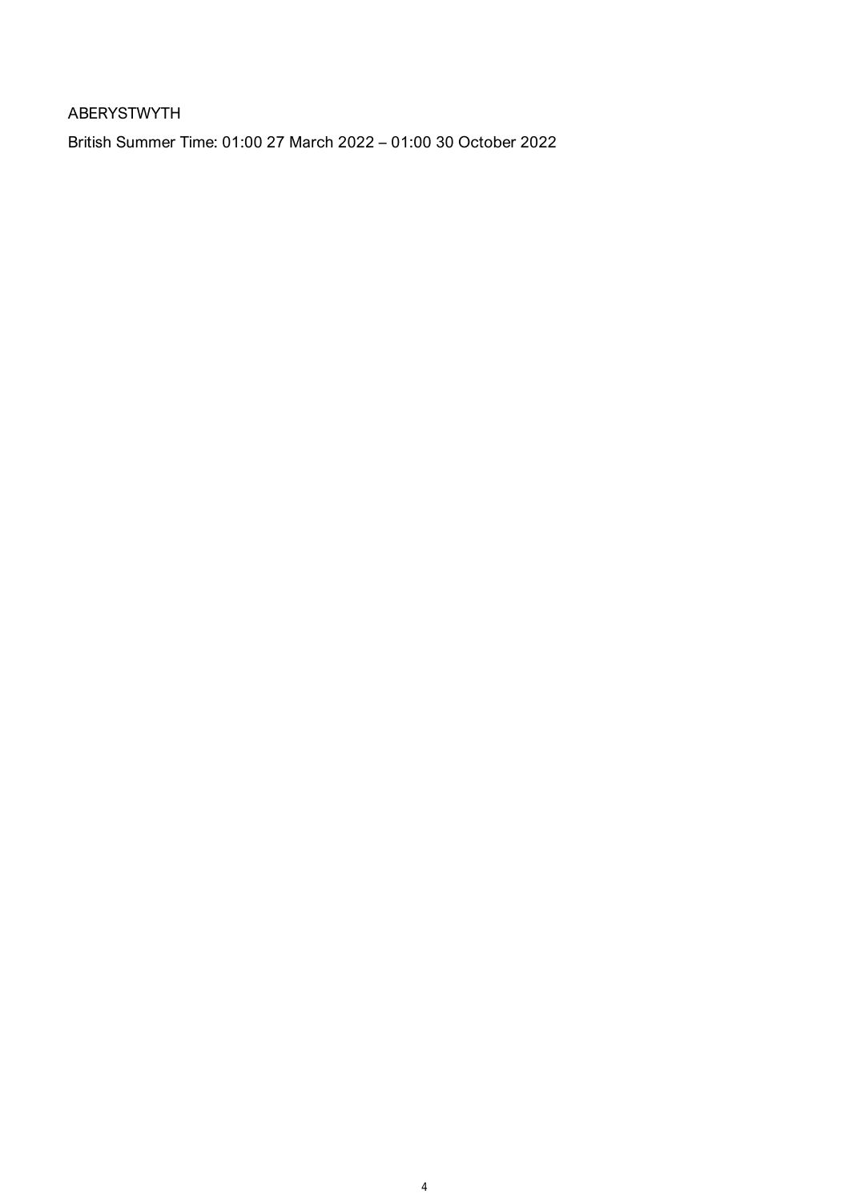ABERYSTWYTH

British Summer Time: 01:00 27 March 2022 – 01:00 30 October 2022